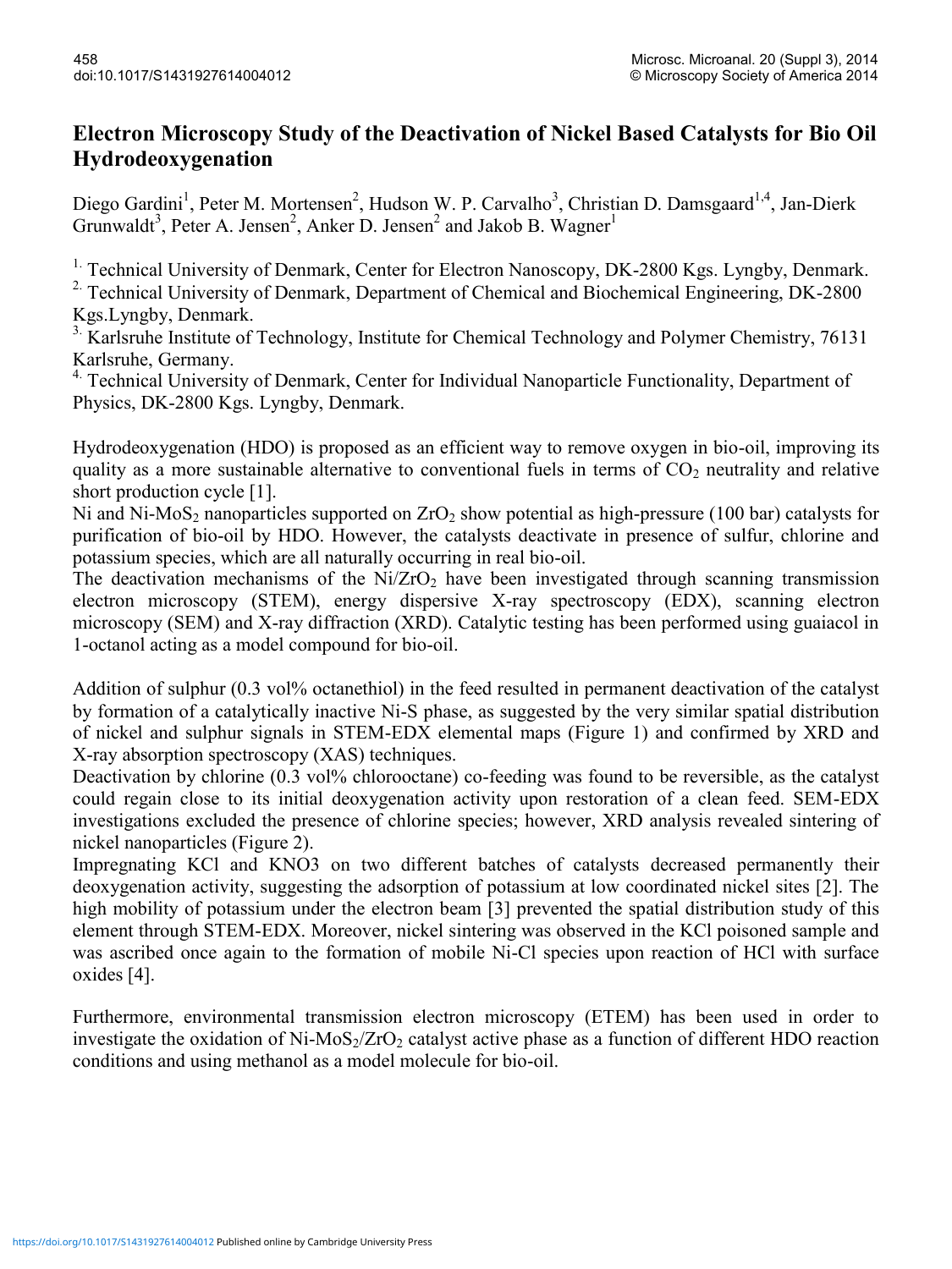# Electron Microscopy Study of the Deactivation of Nickel Based Catalysts for Bio Oil Hydrodeoxygenation

Diego Gardini[1], Peter M. Mortensen[2], Hudson W. P. Carvalho[3], Christian D. Damsgaard[1,4], Jan-Dierk Grunwaldt[3], Peter A. Jensen[2], Anker D. Jensen[2] and Jakob B. Wagner[1]

[1.] Technical University of Denmark, Center for Electron Nanoscopy, DK-2800 Kgs. Lyngby, Denmark.
[2.] Technical University of Denmark, Department of Chemical and Biochemical Engineering, DK-2800 Kgs.Lyngby, Denmark.
[3.] Karlsruhe Institute of Technology, Institute for Chemical Technology and Polymer Chemistry, 76131 Karlsruhe, Germany.
[4.] Technical University of Denmark, Center for Individual Nanoparticle Functionality, Department of Physics, DK-2800 Kgs. Lyngby, Denmark.

Hydrodeoxygenation (HDO) is proposed as an efficient way to remove oxygen in bio-oil, improving its quality as a more sustainable alternative to conventional fuels in terms of $CO_2$ neutrality and relative short production cycle [1].
Ni and Ni-$MoS_2$ nanoparticles supported on $ZrO_2$ show potential as high-pressure (100 bar) catalysts for purification of bio-oil by HDO. However, the catalysts deactivate in presence of sulfur, chlorine and potassium species, which are all naturally occurring in real bio-oil.
The deactivation mechanisms of the Ni/$ZrO_2$ have been investigated through scanning transmission electron microscopy (STEM), energy dispersive X-ray spectroscopy (EDX), scanning electron microscopy (SEM) and X-ray diffraction (XRD). Catalytic testing has been performed using guaiacol in 1-octanol acting as a model compound for bio-oil.

Addition of sulphur (0.3 vol% octanethiol) in the feed resulted in permanent deactivation of the catalyst by formation of a catalytically inactive Ni-S phase, as suggested by the very similar spatial distribution of nickel and sulphur signals in STEM-EDX elemental maps (Figure 1) and confirmed by XRD and X-ray absorption spectroscopy (XAS) techniques.
Deactivation by chlorine (0.3 vol% chlorooctane) co-feeding was found to be reversible, as the catalyst could regain close to its initial deoxygenation activity upon restoration of a clean feed. SEM-EDX investigations excluded the presence of chlorine species; however, XRD analysis revealed sintering of nickel nanoparticles (Figure 2).
Impregnating KCl and KNO3 on two different batches of catalysts decreased permanently their deoxygenation activity, suggesting the adsorption of potassium at low coordinated nickel sites [2]. The high mobility of potassium under the electron beam [3] prevented the spatial distribution study of this element through STEM-EDX. Moreover, nickel sintering was observed in the KCl poisoned sample and was ascribed once again to the formation of mobile Ni-Cl species upon reaction of HCl with surface oxides [4].

Furthermore, environmental transmission electron microscopy (ETEM) has been used in order to investigate the oxidation of Ni-$MoS_2$/$ZrO_2$ catalyst active phase as a function of different HDO reaction conditions and using methanol as a model molecule for bio-oil.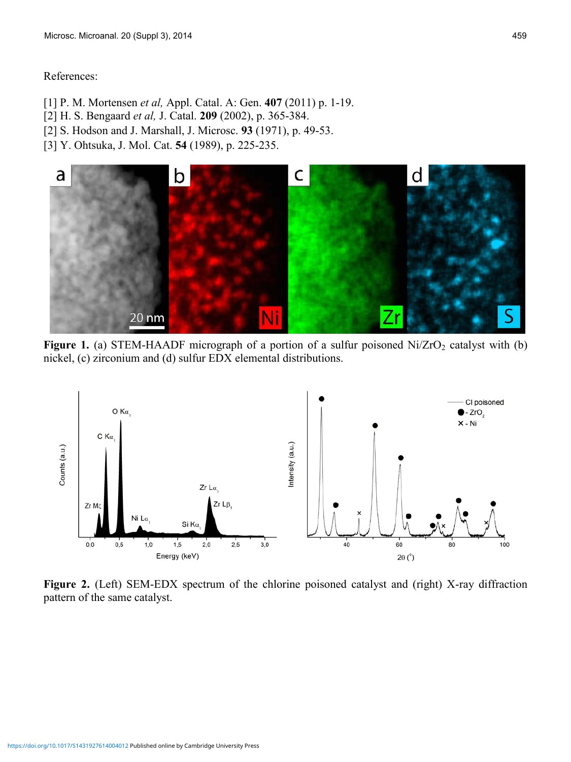References:

[1] P. M. Mortensen *et al,* Appl. Catal. A: Gen. **407** (2011) p. 1-19.
[2] H. S. Bengaard *et al,* J. Catal. **209** (2002), p. 365-384.
[2] S. Hodson and J. Marshall, J. Microsc. **93** (1971), p. 49-53.
[3] Y. Ohtsuka, J. Mol. Cat. **54** (1989), p. 225-235.

a
b
c
d
20 nm
Ni
Zr
S

**Figure 1.** (a) STEM-HAADF micrograph of a portion of a sulfur poisoned $Ni/ZrO_2$ catalyst with (b) nickel, (c) zirconium and (d) sulfur EDX elemental distributions.

Counts (a.u.)
Energy (keV)
0,0
0,5
1,0
1,5
2,0
2,5
3,0
Zr Mζ
C Kα₁
O Kα₁
Ni Lα₁
Si Kα₁
Zr Lα₁
Zr Lβ₁

Intensity (a.u.)
2θ (°)
40
60
80
100
Cl poisoned
● - $ZrO_2$
× - Ni

**Figure 2.** (Left) SEM-EDX spectrum of the chlorine poisoned catalyst and (right) X-ray diffraction pattern of the same catalyst.